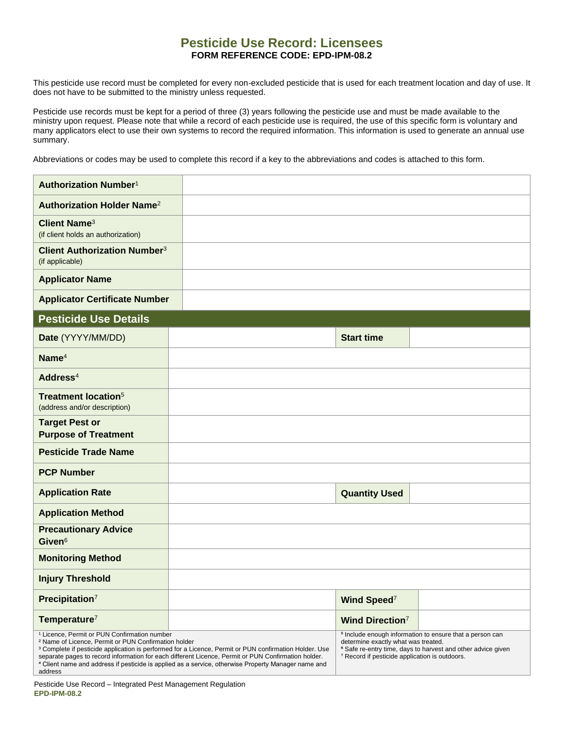# Pesticide Use Record: Licensees

**FORM REFERENCE CODE: EPD-IPM-08.2**

This pesticide use record must be completed for every non-excluded pesticide that is used for each treatment location and day of use. It does not have to be submitted to the ministry unless requested.

Pesticide use records must be kept for a period of three (3) years following the pesticide use and must be made available to the ministry upon request. Please note that while a record of each pesticide use is required, the use of this specific form is voluntary and many applicators elect to use their own systems to record the required information. This information is used to generate an annual use summary.

Abbreviations or codes may be used to complete this record if a key to the abbreviations and codes is attached to this form.

| | |
|---|---|
| **Authorization Number**[1] | |
| **Authorization Holder Name**[2] | |
| **Client Name**[3] (if client holds an authorization) | |
| **Client Authorization Number**[3] (if applicable) | |
| **Applicator Name** | |
| **Applicator Certificate Number** | |

## Pesticide Use Details

| | | | |
|---|---|---|---|
| **Date** (YYYY/MM/DD) | | **Start time** | |
| **Name**[4] | | | |
| **Address**[4] | | | |
| **Treatment location**[5] (address and/or description) | | | |
| **Target Pest or Purpose of Treatment** | | | |
| **Pesticide Trade Name** | | | |
| **PCP Number** | | | |
| **Application Rate** | | **Quantity Used** | |
| **Application Method** | | | |
| **Precautionary Advice Given**[6] | | | |
| **Monitoring Method** | | | |
| **Injury Threshold** | | | |
| **Precipitation**[7] | | **Wind Speed**[7] | |
| **Temperature**[7] | | **Wind Direction**[7] | |

[1] Licence, Permit or PUN Confirmation number
[2] Name of Licence, Permit or PUN Confirmation holder
[3] Complete if pesticide application is performed for a Licence, Permit or PUN confirmation Holder. Use separate pages to record information for each different Licence, Permit or PUN Confirmation holder.
[4] Client name and address if pesticide is applied as a service, otherwise Property Manager name and address
[5] Include enough information to ensure that a person can determine exactly what was treated.
[6] Safe re-entry time, days to harvest and other advice given
[7] Record if pesticide application is outdoors.

Pesticide Use Record – Integrated Pest Management Regulation
**EPD-IPM-08.2**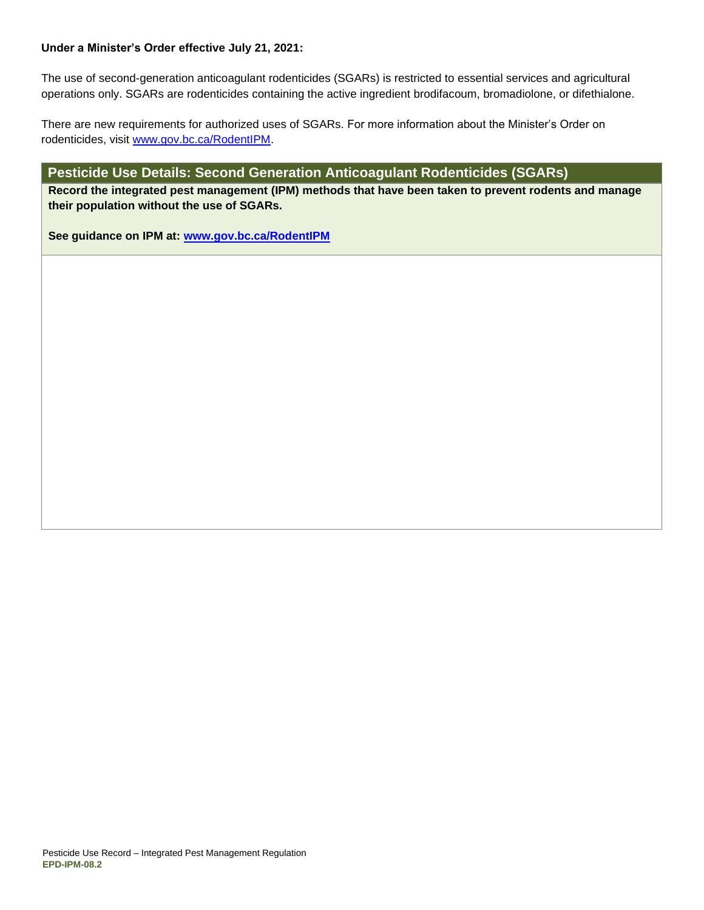**Under a Minister's Order effective July 21, 2021:**

The use of second-generation anticoagulant rodenticides (SGARs) is restricted to essential services and agricultural operations only. SGARs are rodenticides containing the active ingredient brodifacoum, bromadiolone, or difethialone.

There are new requirements for authorized uses of SGARs. For more information about the Minister's Order on rodenticides, visit [www.gov.bc.ca/RodentIPM](http://www.gov.bc.ca/RodentIPM).

## Pesticide Use Details: Second Generation Anticoagulant Rodenticides (SGARs)

**Record the integrated pest management (IPM) methods that have been taken to prevent rodents and manage their population without the use of SGARs.**

**See guidance on IPM at: [www.gov.bc.ca/RodentIPM](http://www.gov.bc.ca/RodentIPM)**

Pesticide Use Record – Integrated Pest Management Regulation
**EPD-IPM-08.2**